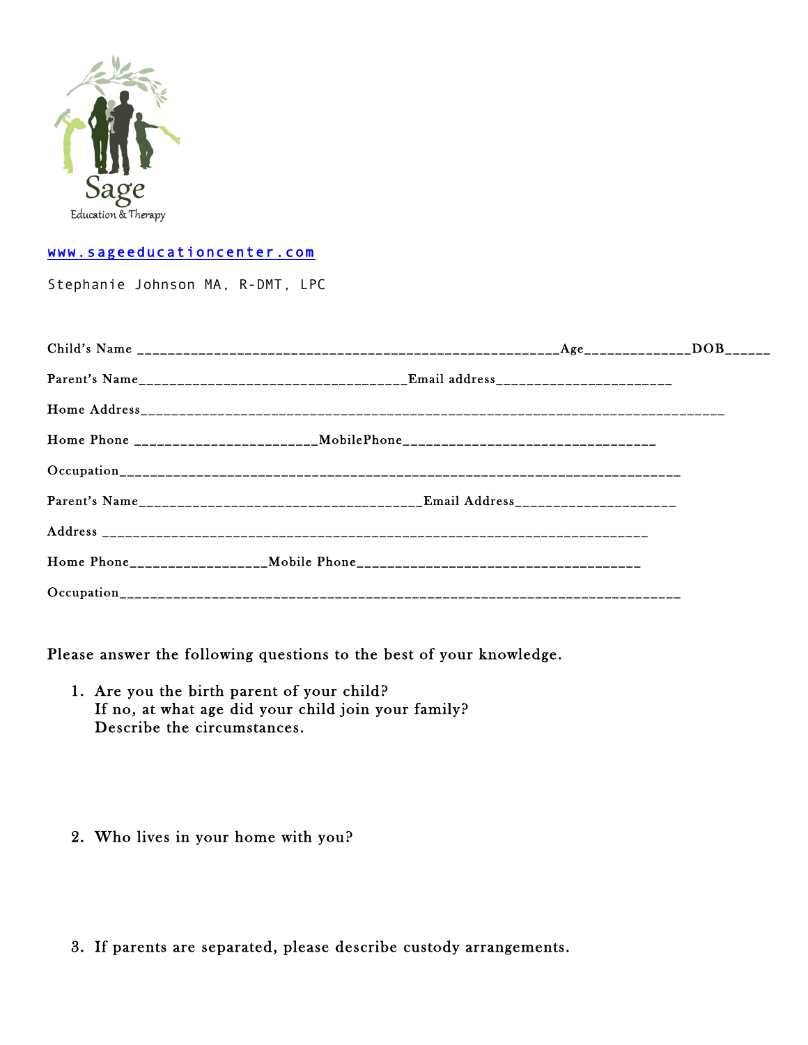Sage

Education & Therapy

www.sageeducationcenter.com

Stephanie Johnson MA, R-DMT, LPC

Child's Name ________________________________________________________Age_____________DOB______

Parent's Name___________________________________Email address______________________

Home Address_____________________________________________________________________________

Home Phone _______________________MobilePhone_________________________________

Occupation________________________________________________________________________

Parent's Name_____________________________________Email Address___________________

Address ___________________________________________________________________________

Home Phone_________________Mobile Phone_____________________________________

Occupation________________________________________________________________________

Please answer the following questions to the best of your knowledge.

1. Are you the birth parent of your child?
   If no, at what age did your child join your family?
   Describe the circumstances.

2. Who lives in your home with you?

3. If parents are separated, please describe custody arrangements.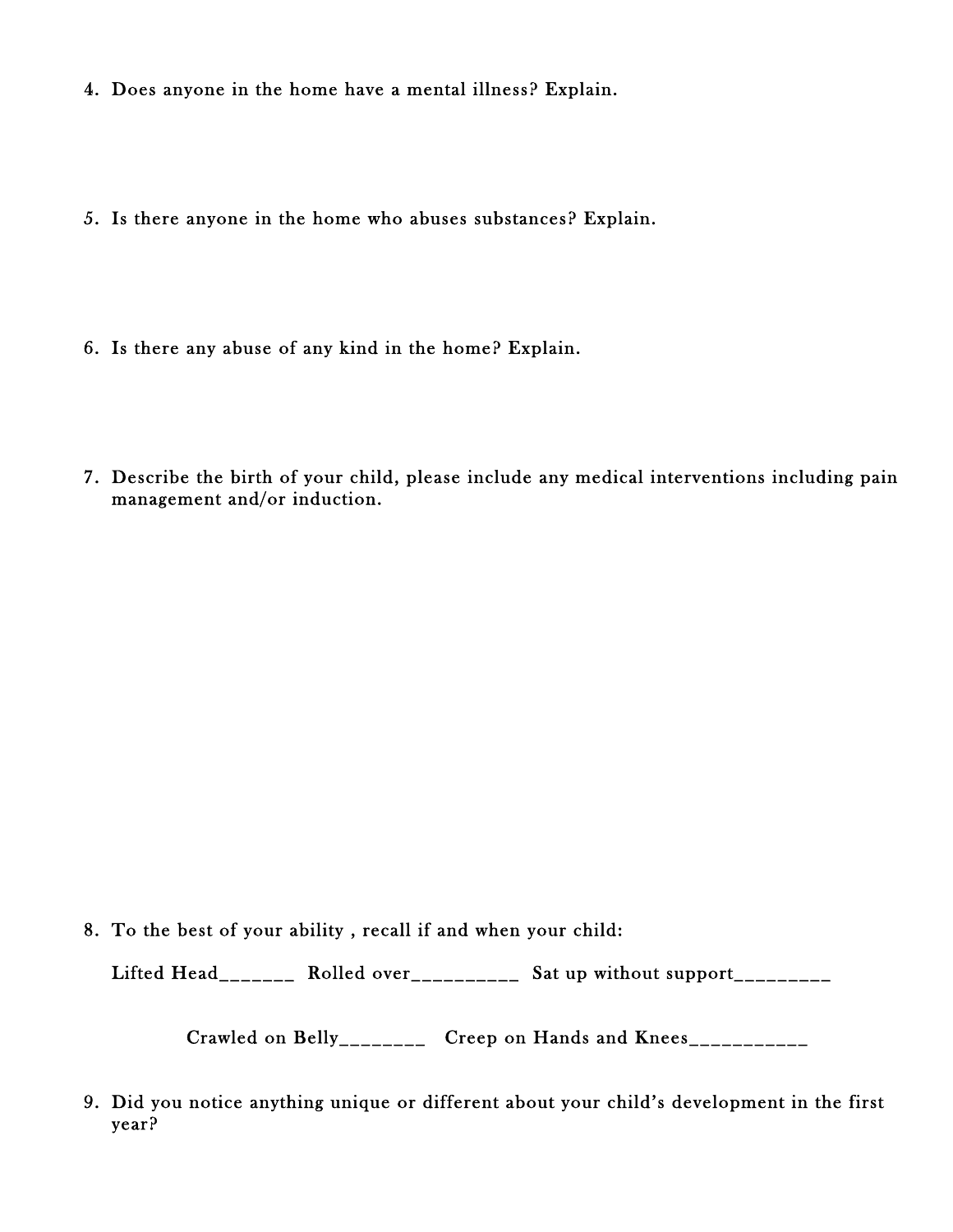4. Does anyone in the home have a mental illness? Explain.

5. Is there anyone in the home who abuses substances? Explain.

6. Is there any abuse of any kind in the home? Explain.

7. Describe the birth of your child, please include any medical interventions including pain management and/or induction.

8. To the best of your ability , recall if and when your child:

   Lifted Head_______ Rolled over__________ Sat up without support_________

   Crawled on Belly________ Creep on Hands and Knees___________

9. Did you notice anything unique or different about your child's development in the first year?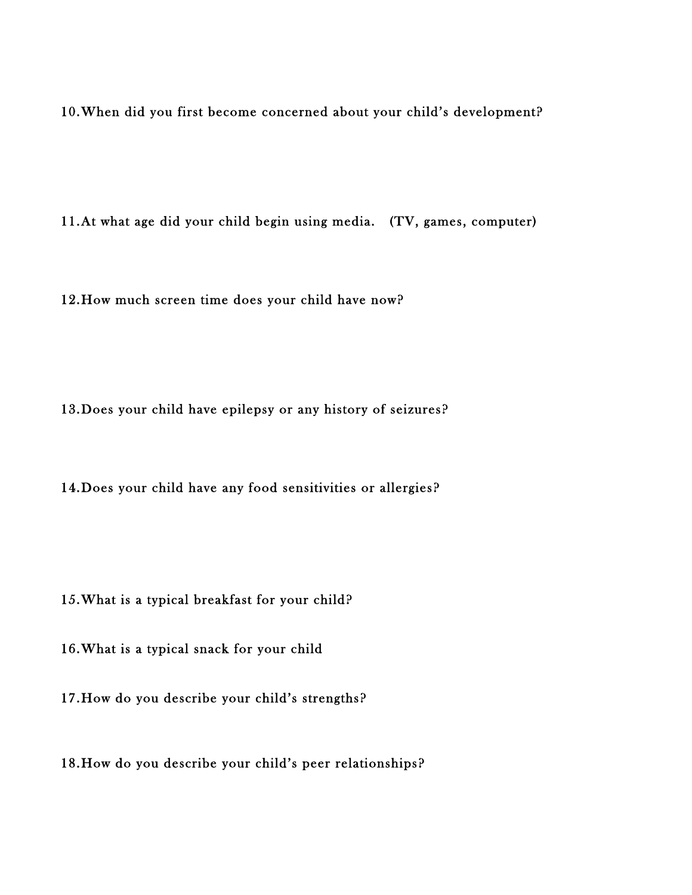10. When did you first become concerned about your child's development?

11. At what age did your child begin using media.  (TV, games, computer)

12. How much screen time does your child have now?

13. Does your child have epilepsy or any history of seizures?

14. Does your child have any food sensitivities or allergies?

15. What is a typical breakfast for your child?

16. What is a typical snack for your child

17. How do you describe your child's strengths?

18. How do you describe your child's peer relationships?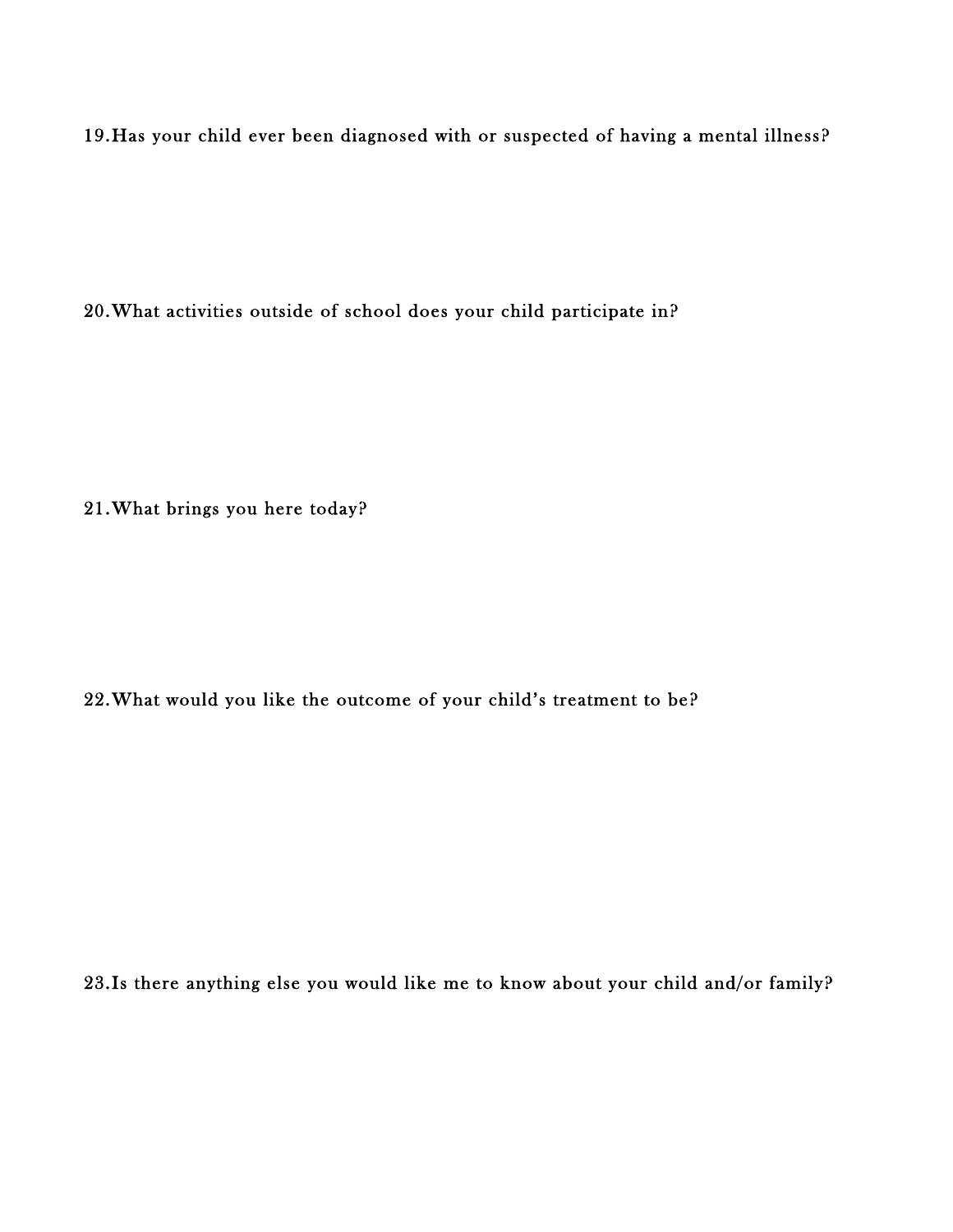19. Has your child ever been diagnosed with or suspected of having a mental illness?

20. What activities outside of school does your child participate in?

21. What brings you here today?

22. What would you like the outcome of your child's treatment to be?

23. Is there anything else you would like me to know about your child and/or family?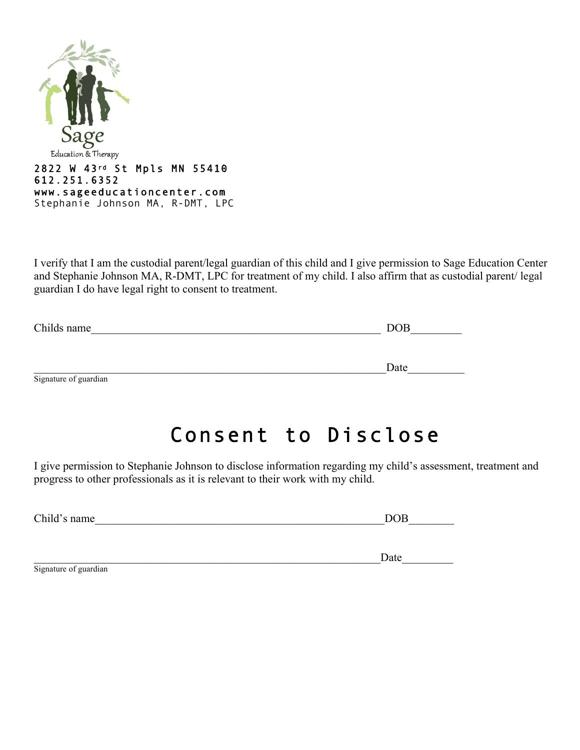Sage

Education & Therapy

2822 W 43rd St Mpls MN 55410
612.251.6352
www.sageeducationcenter.com
Stephanie Johnson MA, R-DMT, LPC

I verify that I am the custodial parent/legal guardian of this child and I give permission to Sage Education Center and Stephanie Johnson MA, R-DMT, LPC for treatment of my child. I also affirm that as custodial parent/ legal guardian I do have legal right to consent to treatment.

Childs name_____________________________________________________ DOB_________

_______________________________________________________________Date__________
Signature of guardian

# Consent to Disclose

I give permission to Stephanie Johnson to disclose information regarding my child's assessment, treatment and progress to other professionals as it is relevant to their work with my child.

Child's name_____________________________________________________DOB________

_______________________________________________________________Date_________
Signature of guardian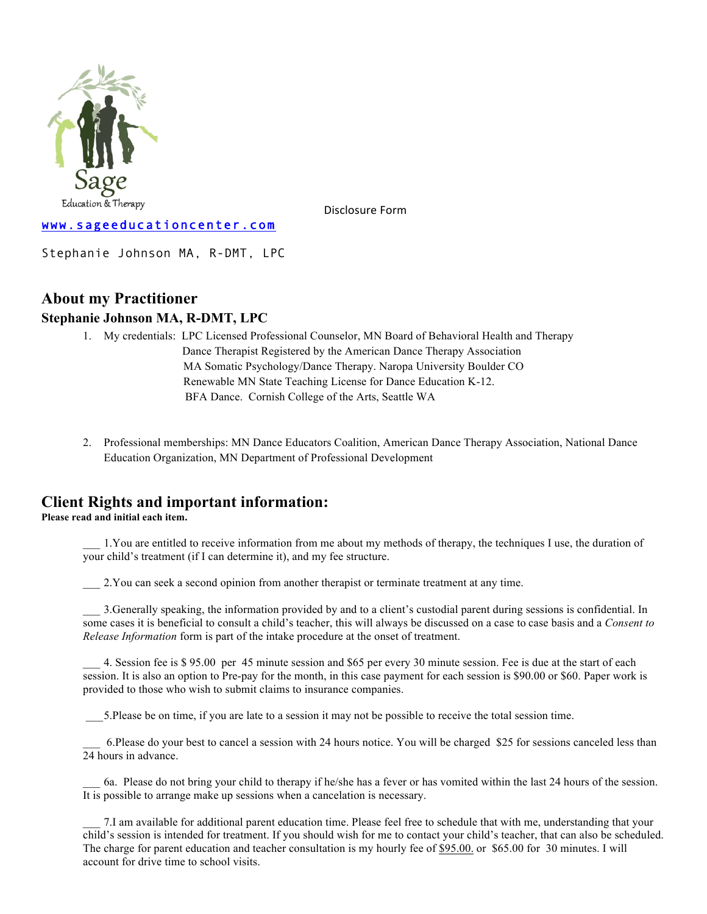Sage Education & Therapy

Disclosure Form

www.sageeducationcenter.com

Stephanie Johnson MA, R-DMT, LPC

## About my Practitioner

### Stephanie Johnson MA, R-DMT, LPC

1. My credentials: LPC Licensed Professional Counselor, MN Board of Behavioral Health and Therapy
   Dance Therapist Registered by the American Dance Therapy Association
   MA Somatic Psychology/Dance Therapy. Naropa University Boulder CO
   Renewable MN State Teaching License for Dance Education K-12.
   BFA Dance. Cornish College of the Arts, Seattle WA

2. Professional memberships: MN Dance Educators Coalition, American Dance Therapy Association, National Dance Education Organization, MN Department of Professional Development

## Client Rights and important information:

**Please read and initial each item.**

___ 1.You are entitled to receive information from me about my methods of therapy, the techniques I use, the duration of your child's treatment (if I can determine it), and my fee structure.

___ 2.You can seek a second opinion from another therapist or terminate treatment at any time.

___ 3.Generally speaking, the information provided by and to a client's custodial parent during sessions is confidential. In some cases it is beneficial to consult a child's teacher, this will always be discussed on a case to case basis and a *Consent to Release Information* form is part of the intake procedure at the onset of treatment.

___ 4. Session fee is $ 95.00 per 45 minute session and $65 per every 30 minute session. Fee is due at the start of each session. It is also an option to Pre-pay for the month, in this case payment for each session is $90.00 or $60. Paper work is provided to those who wish to submit claims to insurance companies.

___5.Please be on time, if you are late to a session it may not be possible to receive the total session time.

___ 6.Please do your best to cancel a session with 24 hours notice. You will be charged $25 for sessions canceled less than 24 hours in advance.

___ 6a. Please do not bring your child to therapy if he/she has a fever or has vomited within the last 24 hours of the session. It is possible to arrange make up sessions when a cancelation is necessary.

___ 7.I am available for additional parent education time. Please feel free to schedule that with me, understanding that your child's session is intended for treatment. If you should wish for me to contact your child's teacher, that can also be scheduled. The charge for parent education and teacher consultation is my hourly fee of $95.00. or $65.00 for 30 minutes. I will account for drive time to school visits.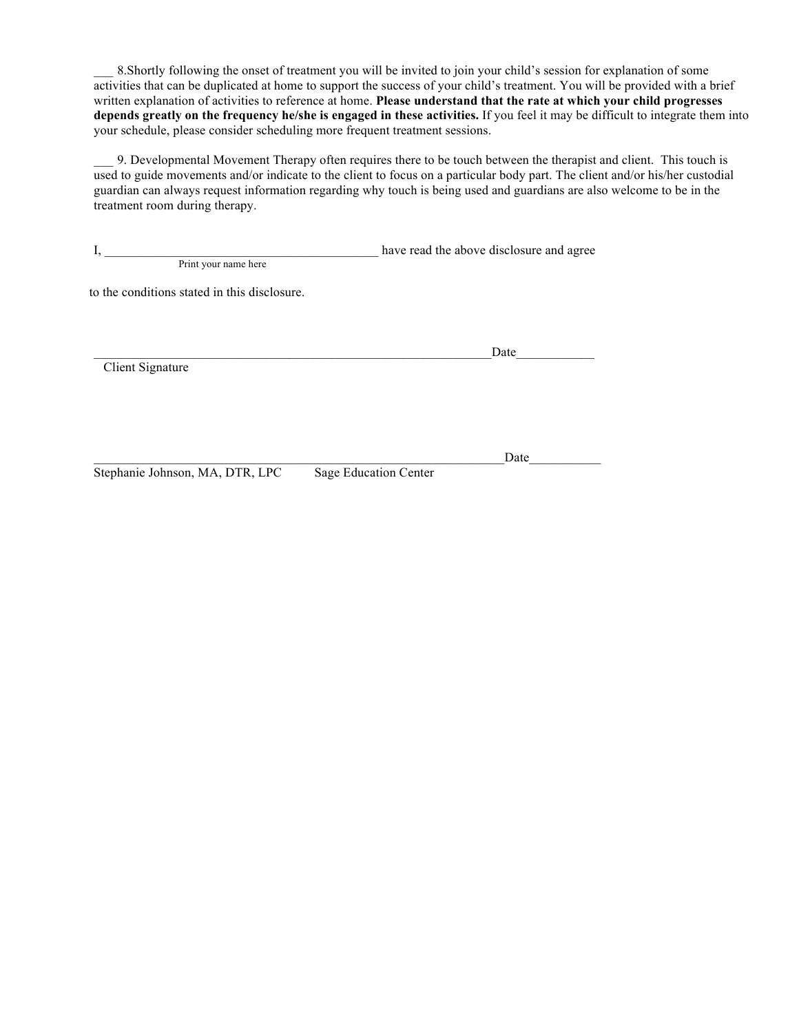___ 8.Shortly following the onset of treatment you will be invited to join your child's session for explanation of some activities that can be duplicated at home to support the success of your child's treatment. You will be provided with a brief written explanation of activities to reference at home. **Please understand that the rate at which your child progresses depends greatly on the frequency he/she is engaged in these activities.** If you feel it may be difficult to integrate them into your schedule, please consider scheduling more frequent treatment sessions.

___ 9. Developmental Movement Therapy often requires there to be touch between the therapist and client. This touch is used to guide movements and/or indicate to the client to focus on a particular body part. The client and/or his/her custodial guardian can always request information regarding why touch is being used and guardians are also welcome to be in the treatment room during therapy.

I, _________________________________________ have read the above disclosure and agree
Print your name here

to the conditions stated in this disclosure.

______________________________________________________________Date____________
Client Signature

_______________________________________________________________Date___________
Stephanie Johnson, MA, DTR, LPC Sage Education Center